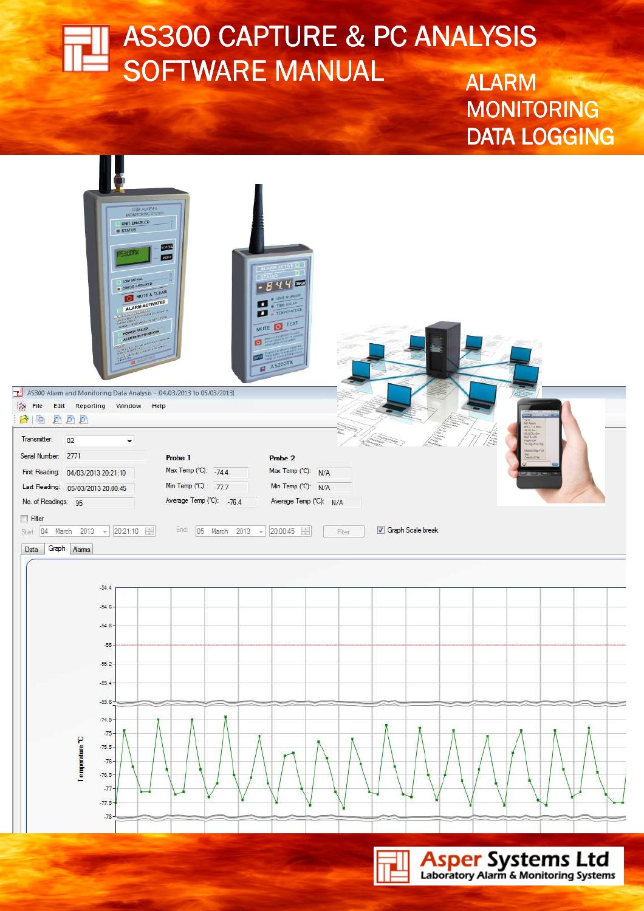# AS300 CAPTURE & PC ANALYSIS SOFTWARE MANUAL

ALARM

MONITORING

DATA LOGGING

Asper Systems Ltd

Laboratory Alarm & Monitoring Systems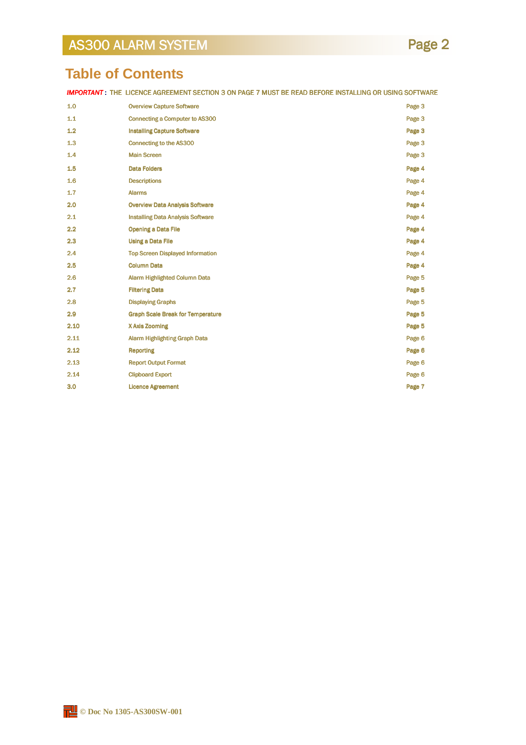# Table of Contents

***IMPORTANT*** : THE LICENCE AGREEMENT SECTION 3 ON PAGE 7 MUST BE READ BEFORE INSTALLING OR USING SOFTWARE

| | | |
|---|---|---|
| 1.0 | Overview Capture Software | Page 3 |
| 1.1 | Connecting a Computer to AS300 | Page 3 |
| 1.2 | Installing Capture Software | Page 3 |
| 1.3 | Connecting to the AS300 | Page 3 |
| 1.4 | Main Screen | Page 3 |
| 1.5 | Data Folders | Page 4 |
| 1.6 | Descriptions | Page 4 |
| 1.7 | Alarms | Page 4 |
| 2.0 | Overview Data Analysis Software | Page 4 |
| 2.1 | Installing Data Analysis Software | Page 4 |
| 2.2 | Opening a Data File | Page 4 |
| 2.3 | Using a Data File | Page 4 |
| 2.4 | Top Screen Displayed Information | Page 4 |
| 2.5 | Column Data | Page 4 |
| 2.6 | Alarm Highlighted Column Data | Page 5 |
| 2.7 | Filtering Data | Page 5 |
| 2.8 | Displaying Graphs | Page 5 |
| 2.9 | Graph Scale Break for Temperature | Page 5 |
| 2.10 | X Axis Zooming | Page 5 |
| 2.11 | Alarm Highlighting Graph Data | Page 6 |
| 2.12 | Reporting | Page 6 |
| 2.13 | Report Output Format | Page 6 |
| 2.14 | Clipboard Export | Page 6 |
| 3.0 | Licence Agreement | Page 7 |

© Doc No 1305-AS300SW-001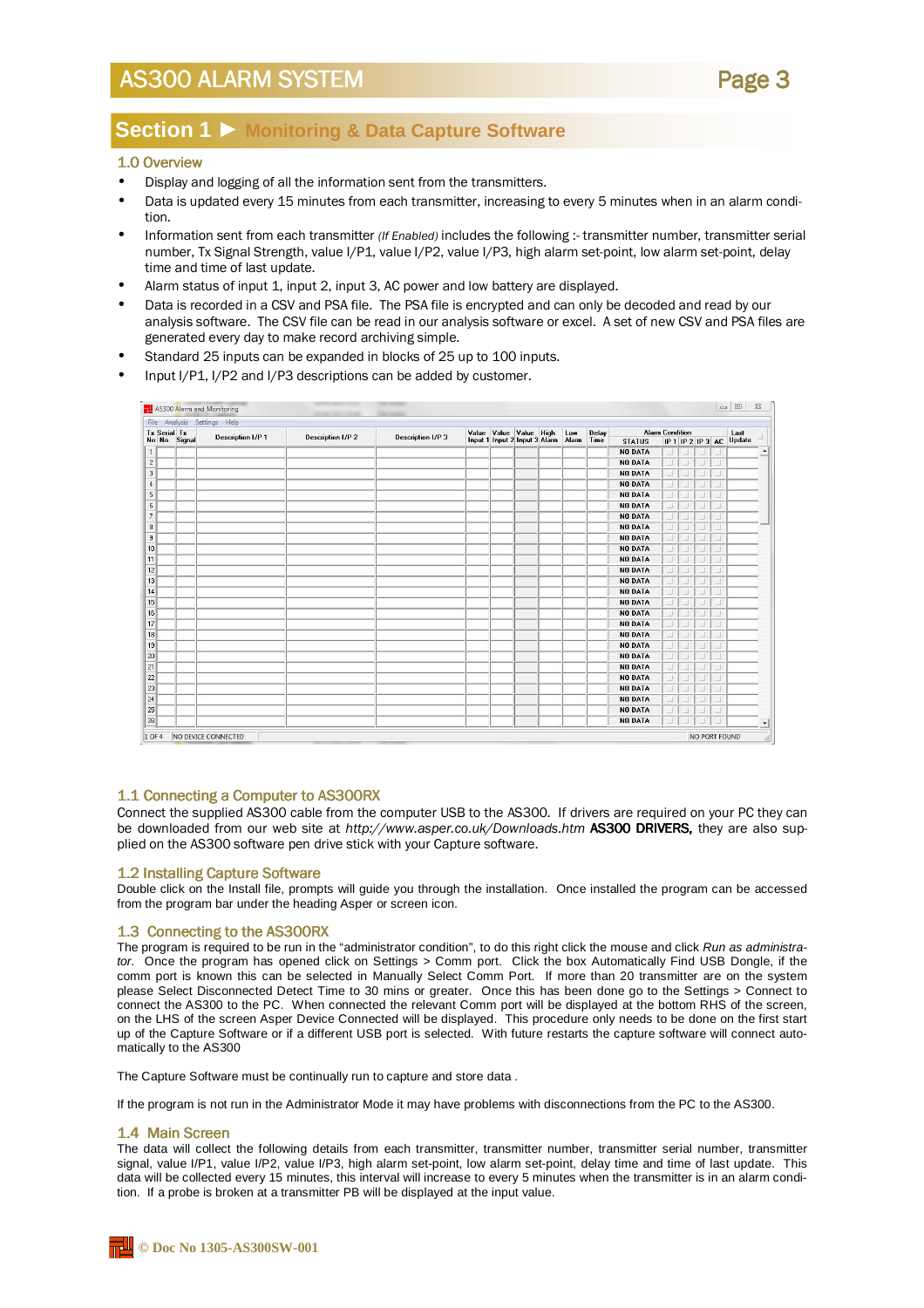## Section 1 ► Monitoring & Data Capture Software

### 1.0 Overview

- Display and logging of all the information sent from the transmitters.
- Data is updated every 15 minutes from each transmitter, increasing to every 5 minutes when in an alarm condition.
- Information sent from each transmitter *(If Enabled)* includes the following :- transmitter number, transmitter serial number, Tx Signal Strength, value I/P1, value I/P2, value I/P3, high alarm set-point, low alarm set-point, delay time and time of last update.
- Alarm status of input 1, input 2, input 3, AC power and low battery are displayed.
- Data is recorded in a CSV and PSA file. The PSA file is encrypted and can only be decoded and read by our analysis software. The CSV file can be read in our analysis software or excel. A set of new CSV and PSA files are generated every day to make record archiving simple.
- Standard 25 inputs can be expanded in blocks of 25 up to 100 inputs.
- Input I/P1, I/P2 and I/P3 descriptions can be added by customer.

### 1.1 Connecting a Computer to AS300RX

Connect the supplied AS300 cable from the computer USB to the AS300. If drivers are required on your PC they can be downloaded from our web site at *http://www.asper.co.uk/Downloads.htm* **AS300 DRIVERS,** they are also supplied on the AS300 software pen drive stick with your Capture software.

### 1.2 Installing Capture Software

Double click on the Install file, prompts will guide you through the installation. Once installed the program can be accessed from the program bar under the heading Asper or screen icon.

### 1.3 Connecting to the AS300RX

The program is required to be run in the "administrator condition", to do this right click the mouse and click *Run as administrator.* Once the program has opened click on Settings > Comm port. Click the box Automatically Find USB Dongle, if the comm port is known this can be selected in Manually Select Comm Port. If more than 20 transmitter are on the system please Select Disconnected Detect Time to 30 mins or greater. Once this has been done go to the Settings > Connect to connect the AS300 to the PC. When connected the relevant Comm port will be displayed at the bottom RHS of the screen, on the LHS of the screen Asper Device Connected will be displayed. This procedure only needs to be done on the first start up of the Capture Software or if a different USB port is selected. With future restarts the capture software will connect automatically to the AS300

The Capture Software must be continually run to capture and store data .

If the program is not run in the Administrator Mode it may have problems with disconnections from the PC to the AS300.

### 1.4 Main Screen

The data will collect the following details from each transmitter, transmitter number, transmitter serial number, transmitter signal, value I/P1, value I/P2, value I/P3, high alarm set-point, low alarm set-point, delay time and time of last update. This data will be collected every 15 minutes, this interval will increase to every 5 minutes when the transmitter is in an alarm condition. If a probe is broken at a transmitter PB will be displayed at the input value.

© Doc No 1305-AS300SW-001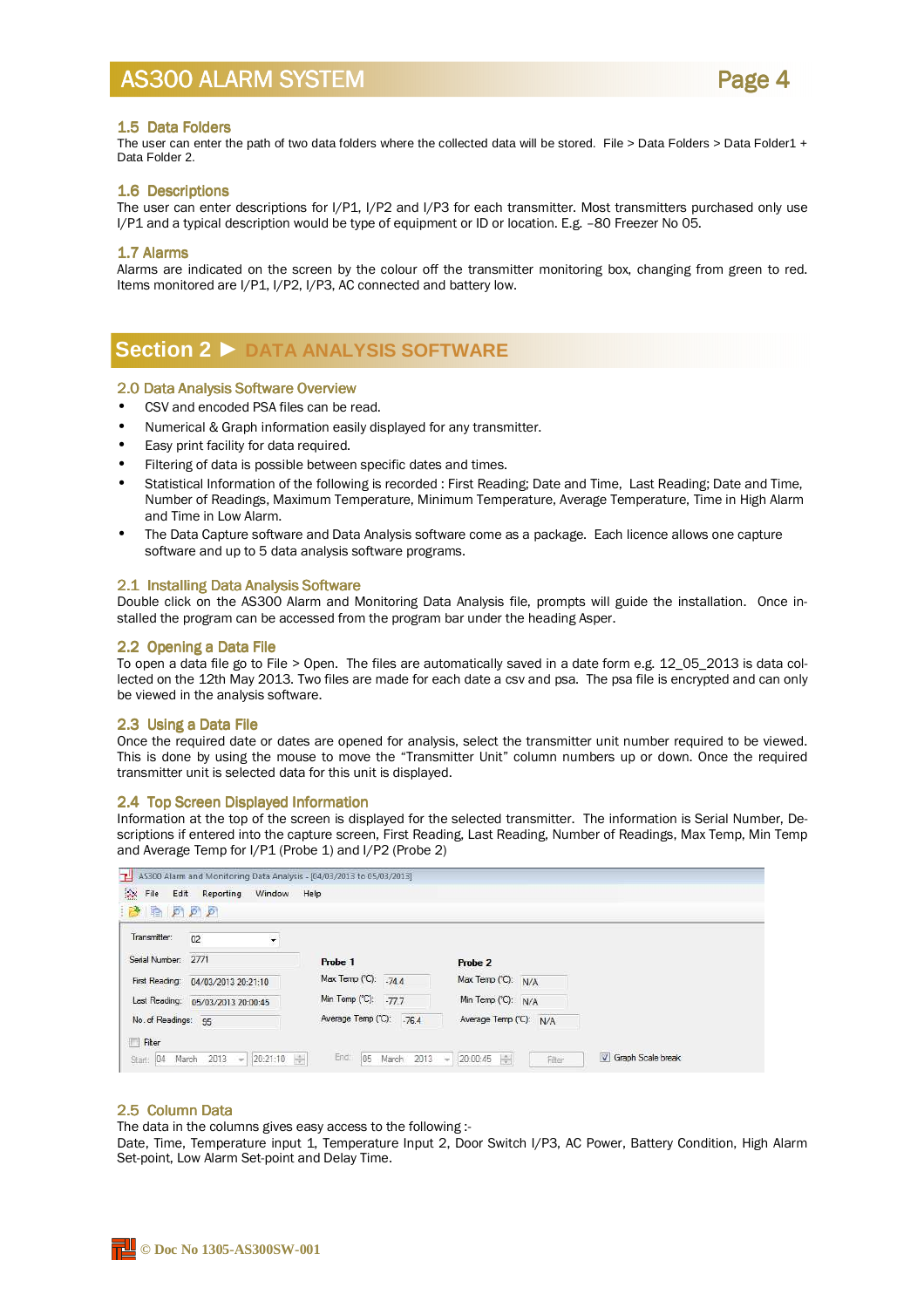## 1.5 Data Folders

The user can enter the path of two data folders where the collected data will be stored. File > Data Folders > Data Folder1 + Data Folder 2.

## 1.6 Descriptions

The user can enter descriptions for I/P1, I/P2 and I/P3 for each transmitter. Most transmitters purchased only use I/P1 and a typical description would be type of equipment or ID or location. E.g. –80 Freezer No 05.

## 1.7 Alarms

Alarms are indicated on the screen by the colour off the transmitter monitoring box, changing from green to red. Items monitored are I/P1, I/P2, I/P3, AC connected and battery low.

# Section 2 ▶ DATA ANALYSIS SOFTWARE

## 2.0 Data Analysis Software Overview

- CSV and encoded PSA files can be read.
- Numerical & Graph information easily displayed for any transmitter.
- Easy print facility for data required.
- Filtering of data is possible between specific dates and times.
- Statistical Information of the following is recorded : First Reading; Date and Time, Last Reading; Date and Time, Number of Readings, Maximum Temperature, Minimum Temperature, Average Temperature, Time in High Alarm and Time in Low Alarm.
- The Data Capture software and Data Analysis software come as a package. Each licence allows one capture software and up to 5 data analysis software programs.

## 2.1 Installing Data Analysis Software

Double click on the AS300 Alarm and Monitoring Data Analysis file, prompts will guide the installation. Once installed the program can be accessed from the program bar under the heading Asper.

## 2.2 Opening a Data File

To open a data file go to File > Open. The files are automatically saved in a date form e.g. 12_05_2013 is data collected on the 12th May 2013. Two files are made for each date a csv and psa. The psa file is encrypted and can only be viewed in the analysis software.

## 2.3 Using a Data File

Once the required date or dates are opened for analysis, select the transmitter unit number required to be viewed. This is done by using the mouse to move the "Transmitter Unit" column numbers up or down. Once the required transmitter unit is selected data for this unit is displayed.

## 2.4 Top Screen Displayed Information

Information at the top of the screen is displayed for the selected transmitter. The information is Serial Number, Descriptions if entered into the capture screen, First Reading, Last Reading, Number of Readings, Max Temp, Min Temp and Average Temp for I/P1 (Probe 1) and I/P2 (Probe 2)

AS300 Alarm and Monitoring Data Analysis - [04/03/2013 to 05/03/2013]

File Edit Reporting Window Help

| | | | | | |
|---|---|---|---|---|---|
| Transmitter: | 02 | | | | |
| Serial Number: | 2771 | **Probe 1** | | **Probe 2** | |
| First Reading: | 04/03/2013 20:21:10 | Max Temp (°C): | -74.4 | Max Temp (°C): | N/A |
| Last Reading: | 05/03/2013 20:00:45 | Min Temp (°C): | -77.7 | Min Temp (°C): | N/A |
| No. of Readings: | 95 | Average Temp (°C): | -76.4 | Average Temp (°C): | N/A |

☐ Filter

Start: 04 March 2013 20:21:10 End: 05 March 2013 20:00:45 Filter ☑ Graph Scale break

## 2.5 Column Data

The data in the columns gives easy access to the following :-

Date, Time, Temperature input 1, Temperature Input 2, Door Switch I/P3, AC Power, Battery Condition, High Alarm Set-point, Low Alarm Set-point and Delay Time.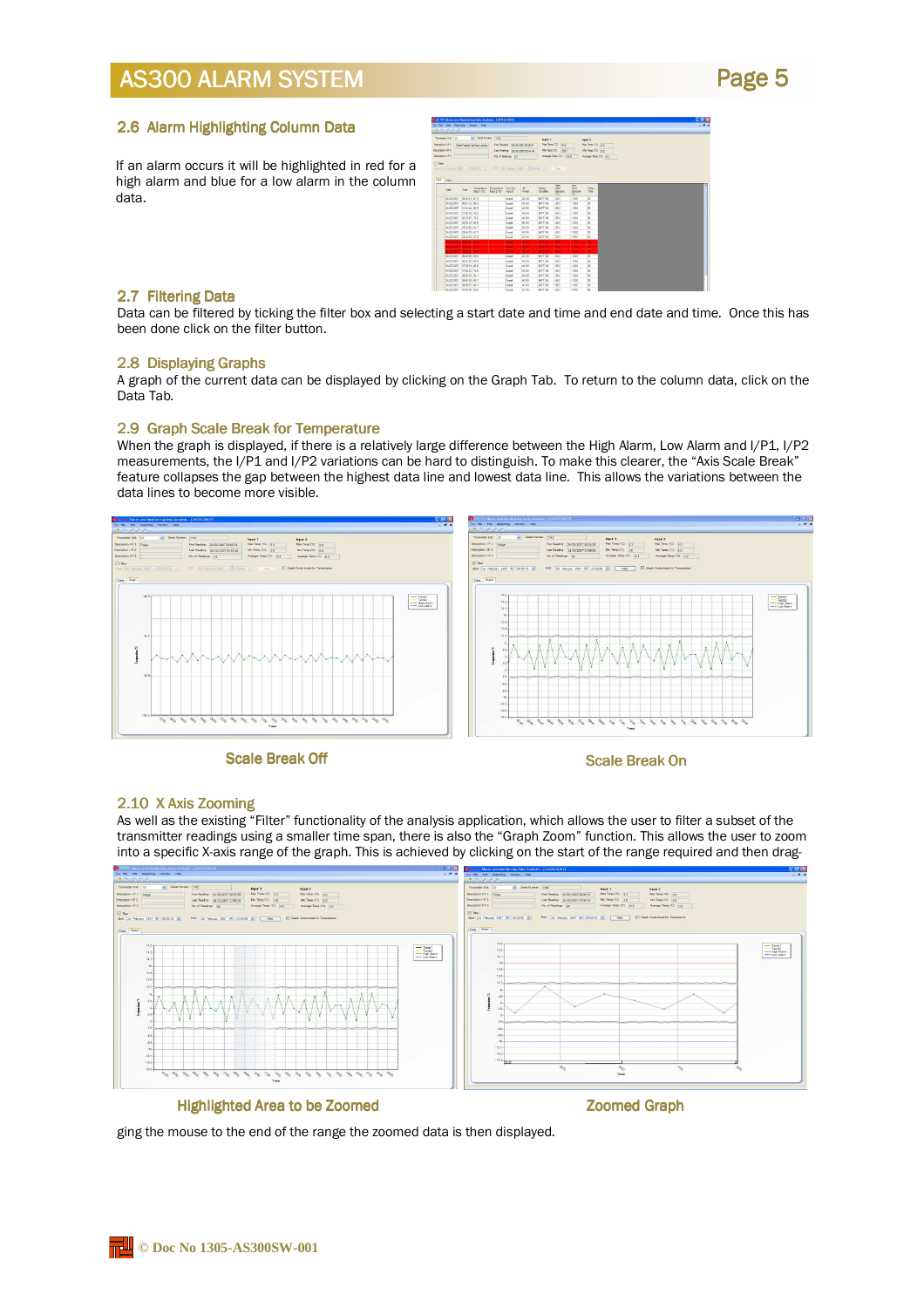## 2.6 Alarm Highlighting Column Data

If an alarm occurs it will be highlighted in red for a high alarm and blue for a low alarm in the column data.

## 2.7 Filtering Data

Data can be filtered by ticking the filter box and selecting a start date and time and end date and time. Once this has been done click on the filter button.

## 2.8 Displaying Graphs

A graph of the current data can be displayed by clicking on the Graph Tab. To return to the column data, click on the Data Tab.

## 2.9 Graph Scale Break for Temperature

When the graph is displayed, if there is a relatively large difference between the High Alarm, Low Alarm and I/P1, I/P2 measurements, the I/P1 and I/P2 variations can be hard to distinguish. To make this clearer, the "Axis Scale Break" feature collapses the gap between the highest data line and lowest data line. This allows the variations between the data lines to become more visible.

Scale Break Off

Scale Break On

## 2.10 X Axis Zooming

As well as the existing "Filter" functionality of the analysis application, which allows the user to filter a subset of the transmitter readings using a smaller time span, there is also the "Graph Zoom" function. This allows the user to zoom into a specific X-axis range of the graph. This is achieved by clicking on the start of the range required and then dragging the mouse to the end of the range the zoomed data is then displayed.

Highlighted Area to be Zoomed

Zoomed Graph

© Doc No 1305-AS300SW-001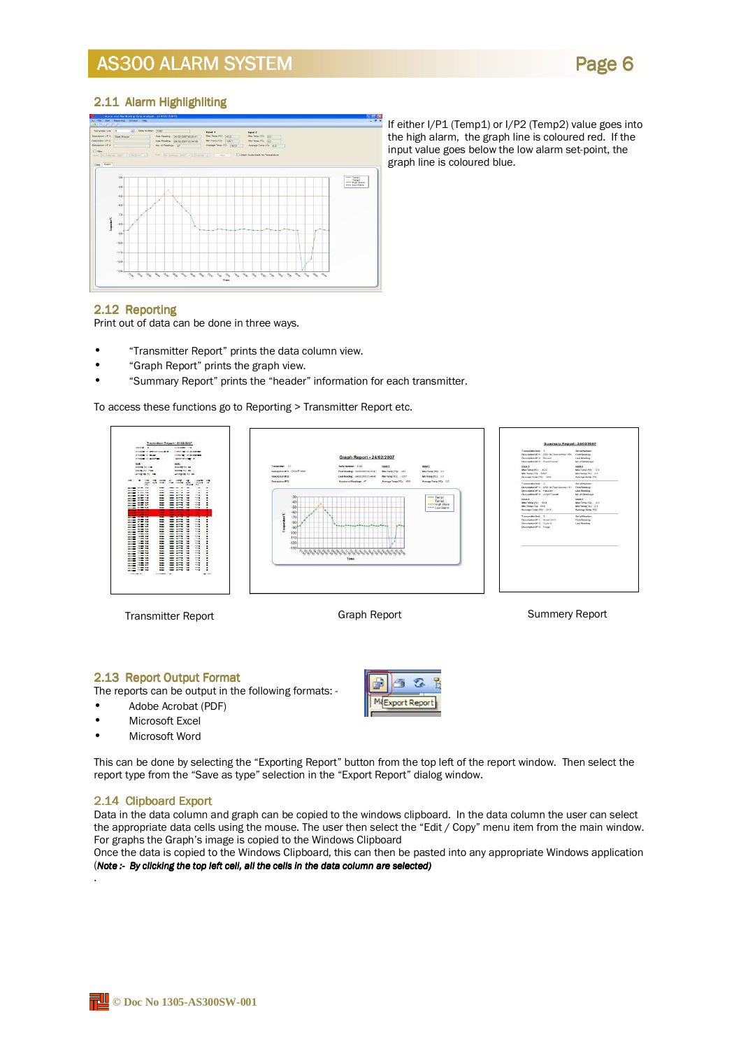## 2.11 Alarm Highlighting

If either I/P1 (Temp1) or I/P2 (Temp2) value goes into the high alarm, the graph line is coloured red. If the input value goes below the low alarm set-point, the graph line is coloured blue.

## 2.12 Reporting

Print out of data can be done in three ways.

- "Transmitter Report" prints the data column view.
- "Graph Report" prints the graph view.
- "Summary Report" prints the "header" information for each transmitter.

To access these functions go to Reporting > Transmitter Report etc.

Transmitter Report

Graph Report

Summery Report

## 2.13 Report Output Format

The reports can be output in the following formats: -

- Adobe Acrobat (PDF)
- Microsoft Excel
- Microsoft Word

This can be done by selecting the "Exporting Report" button from the top left of the report window. Then select the report type from the "Save as type" selection in the "Export Report" dialog window.

## 2.14 Clipboard Export

Data in the data column and graph can be copied to the windows clipboard. In the data column the user can select the appropriate data cells using the mouse. The user then select the "Edit / Copy" menu item from the main window. For graphs the Graph's image is copied to the Windows Clipboard

Once the data is copied to the Windows Clipboard, this can then be pasted into any appropriate Windows application

(***Note :- By clicking the top left cell, all the cells in the data column are selected)***

.

© Doc No 1305-AS300SW-001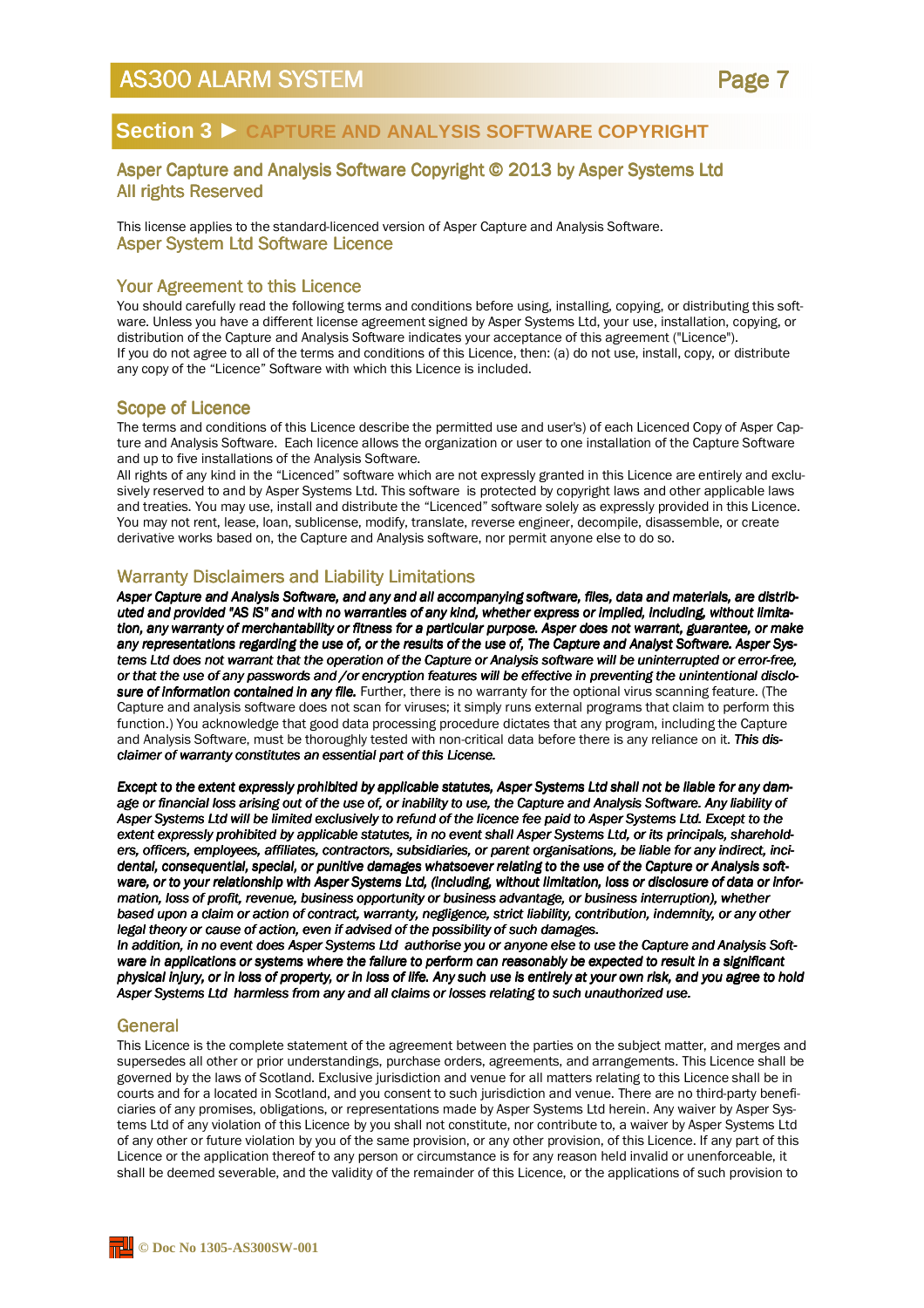## Section 3 ► CAPTURE AND ANALYSIS SOFTWARE COPYRIGHT

### Asper Capture and Analysis Software Copyright © 2013 by Asper Systems Ltd
### All rights Reserved

This license applies to the standard-licenced version of Asper Capture and Analysis Software.

### Asper System Ltd Software Licence

### Your Agreement to this Licence

You should carefully read the following terms and conditions before using, installing, copying, or distributing this software. Unless you have a different license agreement signed by Asper Systems Ltd, your use, installation, copying, or distribution of the Capture and Analysis Software indicates your acceptance of this agreement ("Licence").
If you do not agree to all of the terms and conditions of this Licence, then: (a) do not use, install, copy, or distribute any copy of the "Licence" Software with which this Licence is included.

### Scope of Licence

The terms and conditions of this Licence describe the permitted use and user's) of each Licenced Copy of Asper Capture and Analysis Software. Each licence allows the organization or user to one installation of the Capture Software and up to five installations of the Analysis Software.
All rights of any kind in the "Licenced" software which are not expressly granted in this Licence are entirely and exclusively reserved to and by Asper Systems Ltd. This software is protected by copyright laws and other applicable laws and treaties. You may use, install and distribute the "Licenced" software solely as expressly provided in this Licence. You may not rent, lease, loan, sublicense, modify, translate, reverse engineer, decompile, disassemble, or create derivative works based on, the Capture and Analysis software, nor permit anyone else to do so.

### Warranty Disclaimers and Liability Limitations

***Asper Capture and Analysis Software, and any and all accompanying software, files, data and materials, are distributed and provided "AS IS" and with no warranties of any kind, whether express or implied, including, without limitation, any warranty of merchantability or fitness for a particular purpose. Asper does not warrant, guarantee, or make any representations regarding the use of, or the results of the use of, The Capture and Analyst Software. Asper Systems Ltd does not warrant that the operation of the Capture or Analysis software will be uninterrupted or error-free, or that the use of any passwords and /or encryption features will be effective in preventing the unintentional disclosure of information contained in any file.*** Further, there is no warranty for the optional virus scanning feature. (The Capture and analysis software does not scan for viruses; it simply runs external programs that claim to perform this function.) You acknowledge that good data processing procedure dictates that any program, including the Capture and Analysis Software, must be thoroughly tested with non-critical data before there is any reliance on it. ***This disclaimer of warranty constitutes an essential part of this License.***

***Except to the extent expressly prohibited by applicable statutes, Asper Systems Ltd shall not be liable for any damage or financial loss arising out of the use of, or inability to use, the Capture and Analysis Software. Any liability of Asper Systems Ltd will be limited exclusively to refund of the licence fee paid to Asper Systems Ltd. Except to the extent expressly prohibited by applicable statutes, in no event shall Asper Systems Ltd, or its principals, shareholders, officers, employees, affiliates, contractors, subsidiaries, or parent organisations, be liable for any indirect, incidental, consequential, special, or punitive damages whatsoever relating to the use of the Capture or Analysis software, or to your relationship with Asper Systems Ltd, (including, without limitation, loss or disclosure of data or information, loss of profit, revenue, business opportunity or business advantage, or business interruption), whether based upon a claim or action of contract, warranty, negligence, strict liability, contribution, indemnity, or any other legal theory or cause of action, even if advised of the possibility of such damages.***
***In addition, in no event does Asper Systems Ltd authorise you or anyone else to use the Capture and Analysis Software in applications or systems where the failure to perform can reasonably be expected to result in a significant physical injury, or in loss of property, or in loss of life. Any such use is entirely at your own risk, and you agree to hold Asper Systems Ltd harmless from any and all claims or losses relating to such unauthorized use.***

### General

This Licence is the complete statement of the agreement between the parties on the subject matter, and merges and supersedes all other or prior understandings, purchase orders, agreements, and arrangements. This Licence shall be governed by the laws of Scotland. Exclusive jurisdiction and venue for all matters relating to this Licence shall be in courts and for a located in Scotland, and you consent to such jurisdiction and venue. There are no third-party beneficiaries of any promises, obligations, or representations made by Asper Systems Ltd herein. Any waiver by Asper Systems Ltd of any violation of this Licence by you shall not constitute, nor contribute to, a waiver by Asper Systems Ltd of any other or future violation by you of the same provision, or any other provision, of this Licence. If any part of this Licence or the application thereof to any person or circumstance is for any reason held invalid or unenforceable, it shall be deemed severable, and the validity of the remainder of this Licence, or the applications of such provision to

© Doc No 1305-AS300SW-001